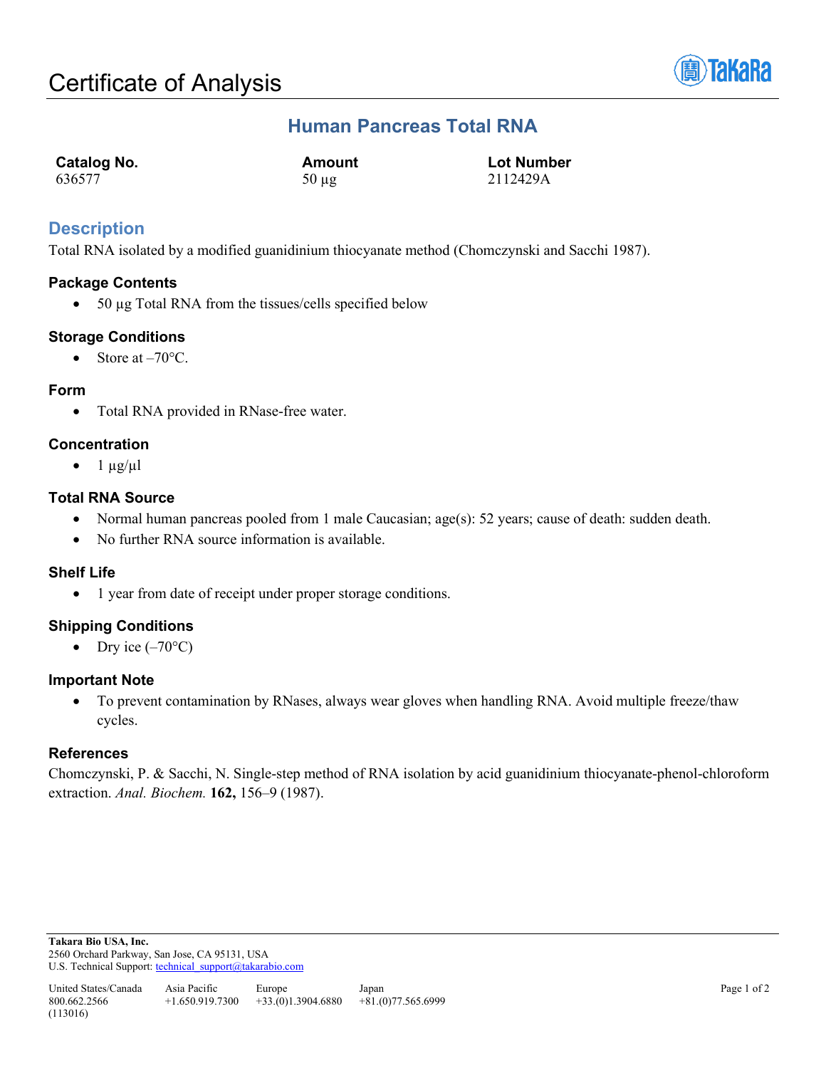# Certificate of Analysis

## Human Pancreas Total RNA

| Catalog No. | Amount | Lot Number |
|---|---|---|
| 636577 | 50 µg | 2112429A |

## Description

Total RNA isolated by a modified guanidinium thiocyanate method (Chomczynski and Sacchi 1987).

### Package Contents

- 50 µg Total RNA from the tissues/cells specified below

### Storage Conditions

- Store at –70°C.

### Form

- Total RNA provided in RNase-free water.

### Concentration

- 1 µg/µl

### Total RNA Source

- Normal human pancreas pooled from 1 male Caucasian; age(s): 52 years; cause of death: sudden death.
- No further RNA source information is available.

### Shelf Life

- 1 year from date of receipt under proper storage conditions.

### Shipping Conditions

- Dry ice (–70°C)

### Important Note

- To prevent contamination by RNases, always wear gloves when handling RNA. Avoid multiple freeze/thaw cycles.

### References

Chomczynski, P. & Sacchi, N. Single-step method of RNA isolation by acid guanidinium thiocyanate-phenol-chloroform extraction. *Anal. Biochem.* **162,** 156–9 (1987).

**Takara Bio USA, Inc.**
2560 Orchard Parkway, San Jose, CA 95131, USA
U.S. Technical Support: technical_support@takarabio.com

| United States/Canada | Asia Pacific | Europe | Japan |
|---|---|---|---|
| 800.662.2566 | +1.650.919.7300 | +33.(0)1.3904.6880 | +81.(0)77.565.6999 |

(113016)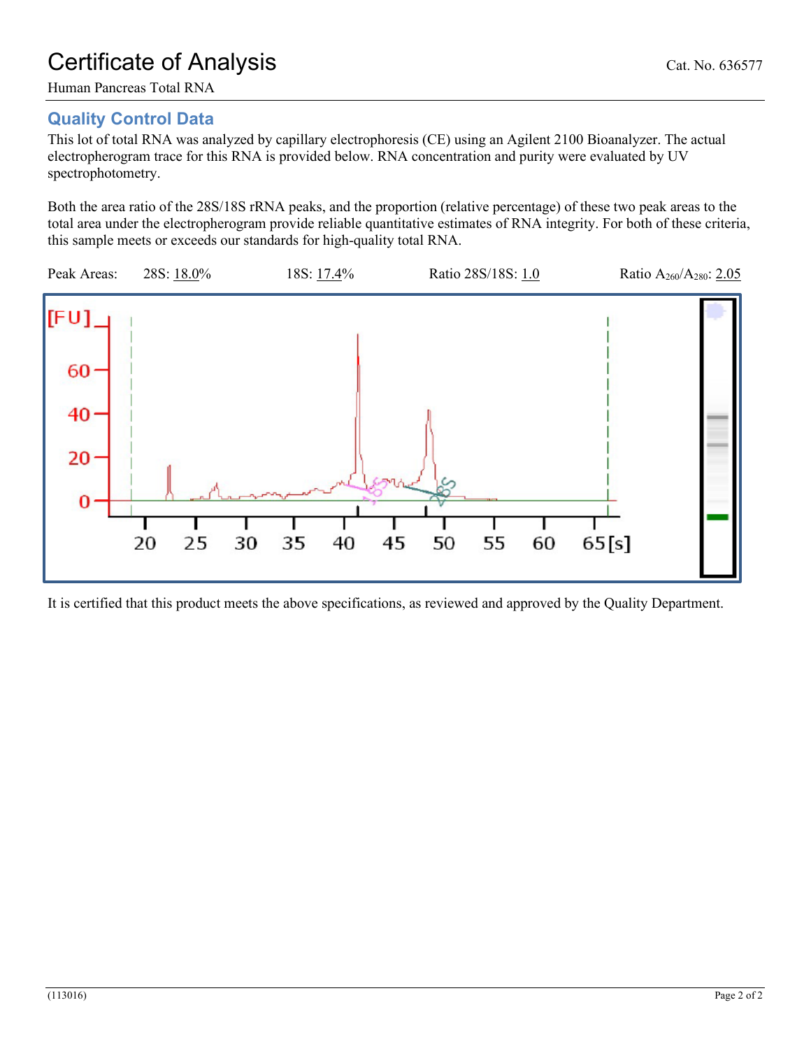Certificate of Analysis

Cat. No. 636577

Human Pancreas Total RNA

## Quality Control Data

This lot of total RNA was analyzed by capillary electrophoresis (CE) using an Agilent 2100 Bioanalyzer. The actual electropherogram trace for this RNA is provided below. RNA concentration and purity were evaluated by UV spectrophotometry.

Both the area ratio of the 28S/18S rRNA peaks, and the proportion (relative percentage) of these two peak areas to the total area under the electropherogram provide reliable quantitative estimates of RNA integrity. For both of these criteria, this sample meets or exceeds our standards for high-quality total RNA.

Peak Areas: 28S: 18.0% 18S: 17.4% Ratio 28S/18S: 1.0 Ratio $A_{260}/A_{280}$: 2.05

It is certified that this product meets the above specifications, as reviewed and approved by the Quality Department.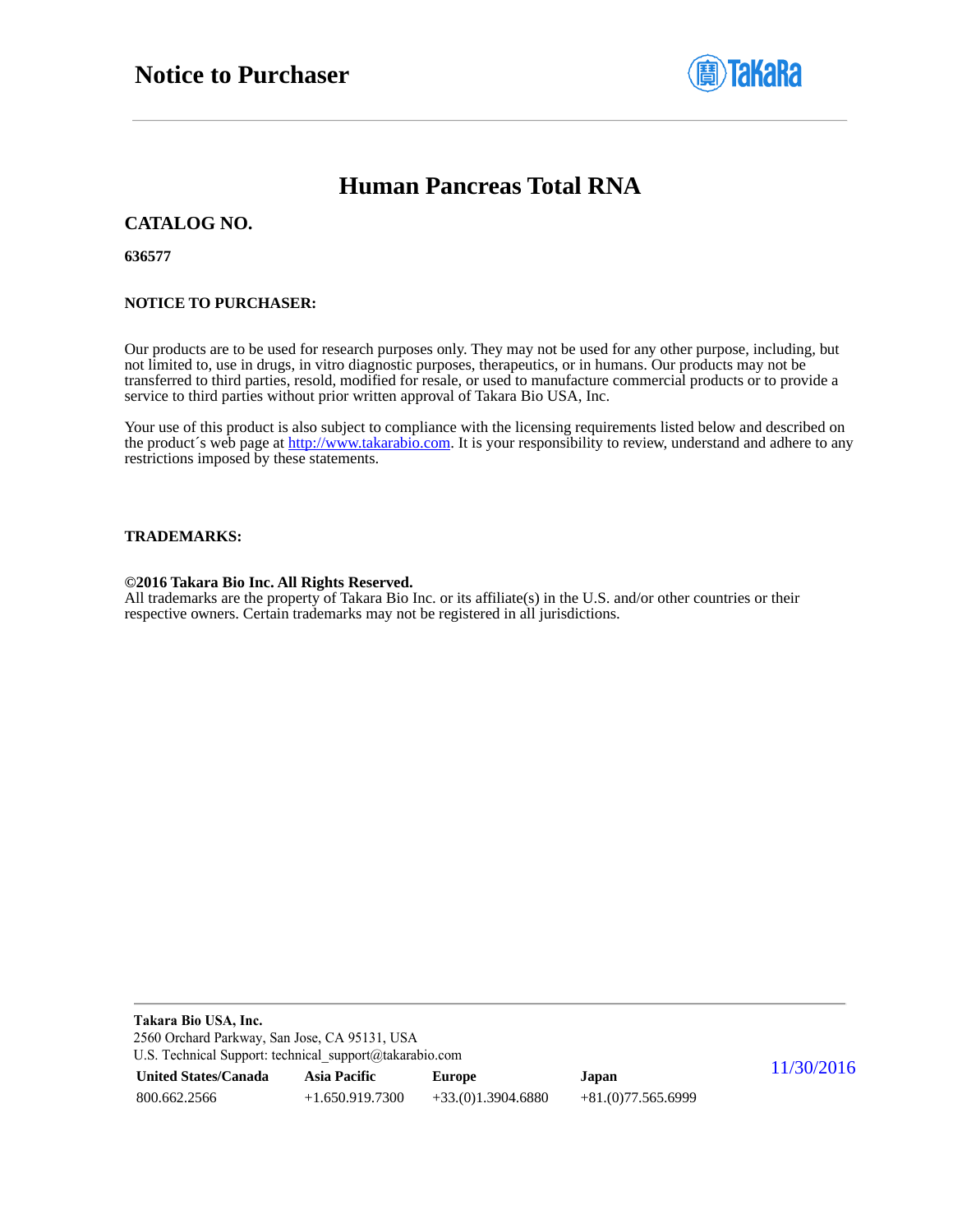# Notice to Purchaser

## Human Pancreas Total RNA

### CATALOG NO.

**636577**

**NOTICE TO PURCHASER:**

Our products are to be used for research purposes only. They may not be used for any other purpose, including, but not limited to, use in drugs, in vitro diagnostic purposes, therapeutics, or in humans. Our products may not be transferred to third parties, resold, modified for resale, or used to manufacture commercial products or to provide a service to third parties without prior written approval of Takara Bio USA, Inc.

Your use of this product is also subject to compliance with the licensing requirements listed below and described on the product´s web page at http://www.takarabio.com. It is your responsibility to review, understand and adhere to any restrictions imposed by these statements.

**TRADEMARKS:**

**©2016 Takara Bio Inc. All Rights Reserved.**
All trademarks are the property of Takara Bio Inc. or its affiliate(s) in the U.S. and/or other countries or their respective owners. Certain trademarks may not be registered in all jurisdictions.

**Takara Bio USA, Inc.**
2560 Orchard Parkway, San Jose, CA 95131, USA
U.S. Technical Support: technical_support@takarabio.com

| United States/Canada | Asia Pacific | Europe | Japan |
|---|---|---|---|
| 800.662.2566 | +1.650.919.7300 | +33.(0)1.3904.6880 | +81.(0)77.565.6999 |

11/30/2016